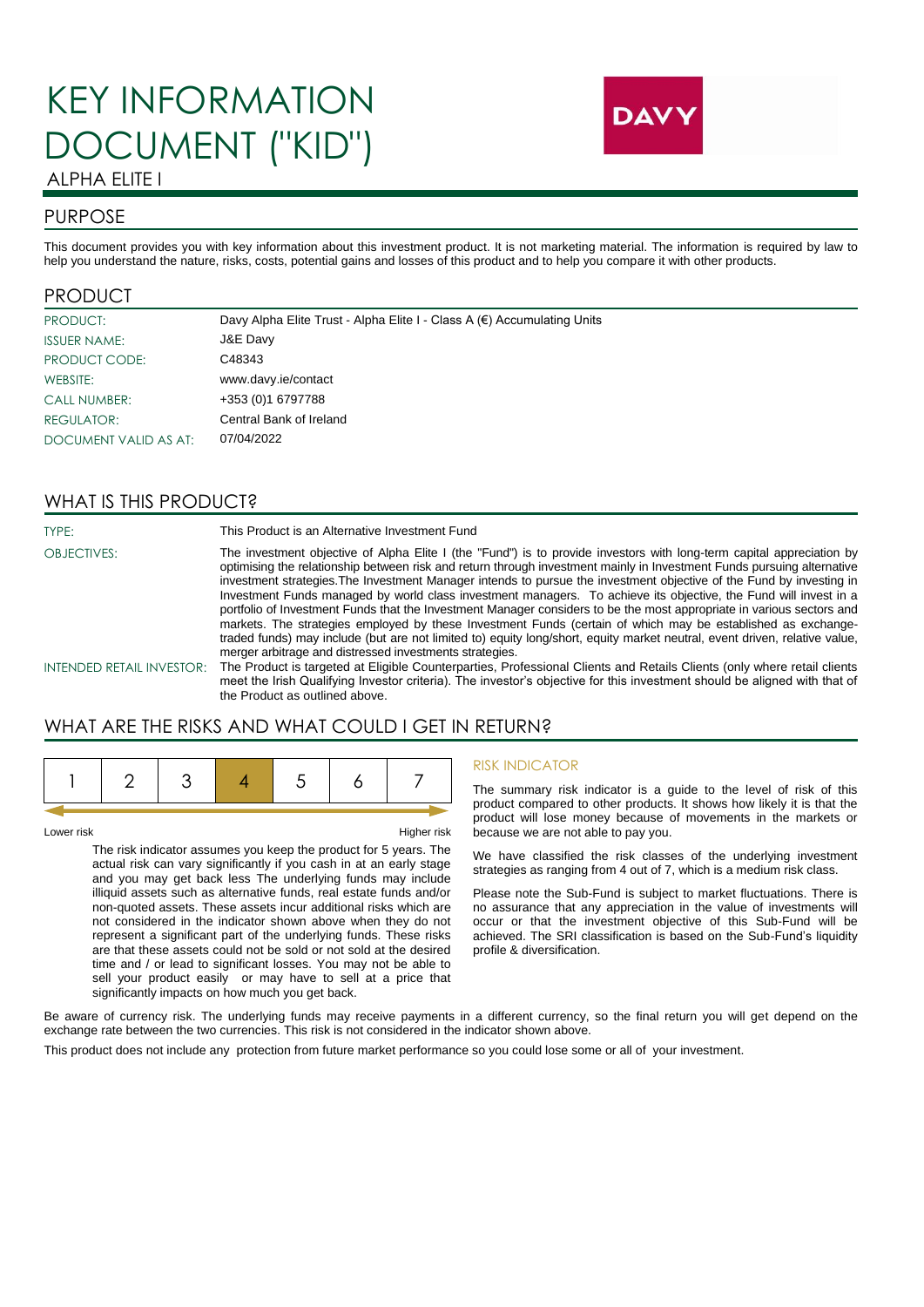# KEY INFORMATION DOCUMENT ("KID")

ALPHA ELITE I

DAVY

## PURPOSE

This document provides you with key information about this investment product. It is not marketing material. The information is required by law to help you understand the nature, risks, costs, potential gains and losses of this product and to help you compare it with other products.

## PRODUCT

| | |
|---|---|
| PRODUCT: | Davy Alpha Elite Trust - Alpha Elite I - Class A (€) Accumulating Units |
| ISSUER NAME: | J&E Davy |
| PRODUCT CODE: | C48343 |
| WEBSITE: | www.davy.ie/contact |
| CALL NUMBER: | +353 (0)1 6797788 |
| REGULATOR: | Central Bank of Ireland |
| DOCUMENT VALID AS AT: | 07/04/2022 |

## WHAT IS THIS PRODUCT?

TYPE: This Product is an Alternative Investment Fund

OBJECTIVES: The investment objective of Alpha Elite I (the "Fund") is to provide investors with long-term capital appreciation by optimising the relationship between risk and return through investment mainly in Investment Funds pursuing alternative investment strategies.The Investment Manager intends to pursue the investment objective of the Fund by investing in Investment Funds managed by world class investment managers. To achieve its objective, the Fund will invest in a portfolio of Investment Funds that the Investment Manager considers to be the most appropriate in various sectors and markets. The strategies employed by these Investment Funds (certain of which may be established as exchange-traded funds) may include (but are not limited to) equity long/short, equity market neutral, event driven, relative value, merger arbitrage and distressed investments strategies.

INTENDED RETAIL INVESTOR: The Product is targeted at Eligible Counterparties, Professional Clients and Retails Clients (only where retail clients meet the Irish Qualifying Investor criteria). The investor's objective for this investment should be aligned with that of the Product as outlined above.

## WHAT ARE THE RISKS AND WHAT COULD I GET IN RETURN?

| 1 | 2 | 3 | **4** | 5 | 6 | 7 |
|---|---|---|---|---|---|---|

Lower risk — Higher risk

The risk indicator assumes you keep the product for 5 years. The actual risk can vary significantly if you cash in at an early stage and you may get back less The underlying funds may include illiquid assets such as alternative funds, real estate funds and/or non-quoted assets. These assets incur additional risks which are not considered in the indicator shown above when they do not represent a significant part of the underlying funds. These risks are that these assets could not be sold or not sold at the desired time and / or lead to significant losses. You may not be able to sell your product easily or may have to sell at a price that significantly impacts on how much you get back.

### RISK INDICATOR

The summary risk indicator is a guide to the level of risk of this product compared to other products. It shows how likely it is that the product will lose money because of movements in the markets or because we are not able to pay you.

We have classified the risk classes of the underlying investment strategies as ranging from 4 out of 7, which is a medium risk class.

Please note the Sub-Fund is subject to market fluctuations. There is no assurance that any appreciation in the value of investments will occur or that the investment objective of this Sub-Fund will be achieved. The SRI classification is based on the Sub-Fund's liquidity profile & diversification.

Be aware of currency risk. The underlying funds may receive payments in a different currency, so the final return you will get depend on the exchange rate between the two currencies. This risk is not considered in the indicator shown above.

This product does not include any protection from future market performance so you could lose some or all of your investment.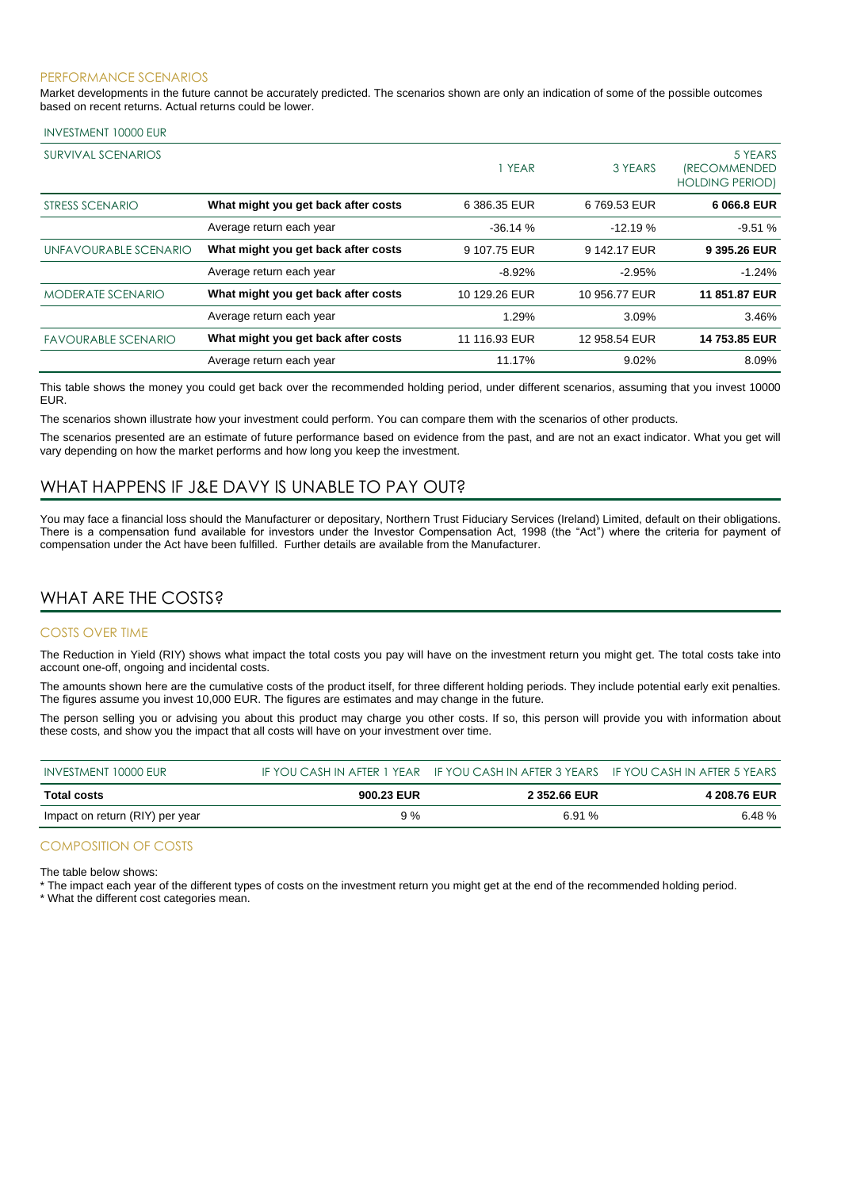### PERFORMANCE SCENARIOS

Market developments in the future cannot be accurately predicted. The scenarios shown are only an indication of some of the possible outcomes based on recent returns. Actual returns could be lower.

INVESTMENT 10000 EUR

| SURVIVAL SCENARIOS | | 1 YEAR | 3 YEARS | 5 YEARS (RECOMMENDED HOLDING PERIOD) |
|---|---|---|---|---|
| STRESS SCENARIO | **What might you get back after costs** | 6 386.35 EUR | 6 769.53 EUR | **6 066.8 EUR** |
| | Average return each year | -36.14 % | -12.19 % | -9.51 % |
| UNFAVOURABLE SCENARIO | **What might you get back after costs** | 9 107.75 EUR | 9 142.17 EUR | **9 395.26 EUR** |
| | Average return each year | -8.92% | -2.95% | -1.24% |
| MODERATE SCENARIO | **What might you get back after costs** | 10 129.26 EUR | 10 956.77 EUR | **11 851.87 EUR** |
| | Average return each year | 1.29% | 3.09% | 3.46% |
| FAVOURABLE SCENARIO | **What might you get back after costs** | 11 116.93 EUR | 12 958.54 EUR | **14 753.85 EUR** |
| | Average return each year | 11.17% | 9.02% | 8.09% |

This table shows the money you could get back over the recommended holding period, under different scenarios, assuming that you invest 10000 EUR.

The scenarios shown illustrate how your investment could perform. You can compare them with the scenarios of other products.

The scenarios presented are an estimate of future performance based on evidence from the past, and are not an exact indicator. What you get will vary depending on how the market performs and how long you keep the investment.

## WHAT HAPPENS IF J&E DAVY IS UNABLE TO PAY OUT?

You may face a financial loss should the Manufacturer or depositary, Northern Trust Fiduciary Services (Ireland) Limited, default on their obligations. There is a compensation fund available for investors under the Investor Compensation Act, 1998 (the "Act") where the criteria for payment of compensation under the Act have been fulfilled. Further details are available from the Manufacturer.

## WHAT ARE THE COSTS?

### COSTS OVER TIME

The Reduction in Yield (RIY) shows what impact the total costs you pay will have on the investment return you might get. The total costs take into account one-off, ongoing and incidental costs.

The amounts shown here are the cumulative costs of the product itself, for three different holding periods. They include potential early exit penalties. The figures assume you invest 10,000 EUR. The figures are estimates and may change in the future.

The person selling you or advising you about this product may charge you other costs. If so, this person will provide you with information about these costs, and show you the impact that all costs will have on your investment over time.

| INVESTMENT 10000 EUR | IF YOU CASH IN AFTER 1 YEAR | IF YOU CASH IN AFTER 3 YEARS | IF YOU CASH IN AFTER 5 YEARS |
|---|---|---|---|
| **Total costs** | **900.23 EUR** | **2 352.66 EUR** | **4 208.76 EUR** |
| Impact on return (RIY) per year | 9 % | 6.91 % | 6.48 % |

### COMPOSITION OF COSTS

The table below shows:

* The impact each year of the different types of costs on the investment return you might get at the end of the recommended holding period.
* What the different cost categories mean.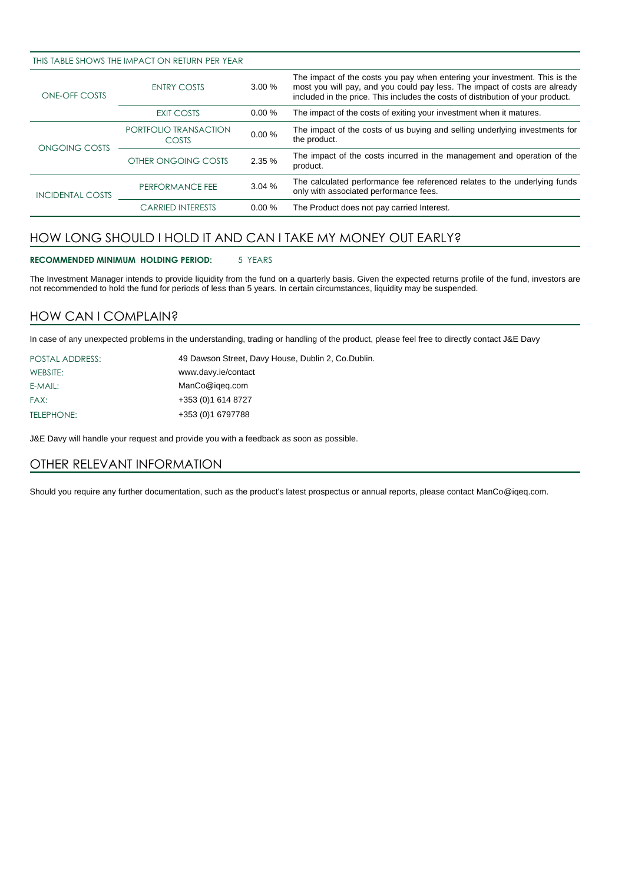| THIS TABLE SHOWS THE IMPACT ON RETURN PER YEAR | | | |
|---|---|---|---|
| ONE-OFF COSTS | ENTRY COSTS | 3.00 % | The impact of the costs you pay when entering your investment. This is the most you will pay, and you could pay less. The impact of costs are already included in the price. This includes the costs of distribution of your product. |
| | EXIT COSTS | 0.00 % | The impact of the costs of exiting your investment when it matures. |
| ONGOING COSTS | PORTFOLIO TRANSACTION COSTS | 0.00 % | The impact of the costs of us buying and selling underlying investments for the product. |
| | OTHER ONGOING COSTS | 2.35 % | The impact of the costs incurred in the management and operation of the product. |
| INCIDENTAL COSTS | PERFORMANCE FEE | 3.04 % | The calculated performance fee referenced relates to the underlying funds only with associated performance fees. |
| | CARRIED INTERESTS | 0.00 % | The Product does not pay carried Interest. |

## HOW LONG SHOULD I HOLD IT AND CAN I TAKE MY MONEY OUT EARLY?

**RECOMMENDED MINIMUM HOLDING PERIOD:** 5 YEARS

The Investment Manager intends to provide liquidity from the fund on a quarterly basis. Given the expected returns profile of the fund, investors are not recommended to hold the fund for periods of less than 5 years. In certain circumstances, liquidity may be suspended.

## HOW CAN I COMPLAIN?

In case of any unexpected problems in the understanding, trading or handling of the product, please feel free to directly contact J&E Davy

| | |
|---|---|
| POSTAL ADDRESS: | 49 Dawson Street, Davy House, Dublin 2, Co.Dublin. |
| WEBSITE: | www.davy.ie/contact |
| E-MAIL: | ManCo@iqeq.com |
| FAX: | +353 (0)1 614 8727 |
| TELEPHONE: | +353 (0)1 6797788 |

J&E Davy will handle your request and provide you with a feedback as soon as possible.

## OTHER RELEVANT INFORMATION

Should you require any further documentation, such as the product's latest prospectus or annual reports, please contact ManCo@iqeq.com.